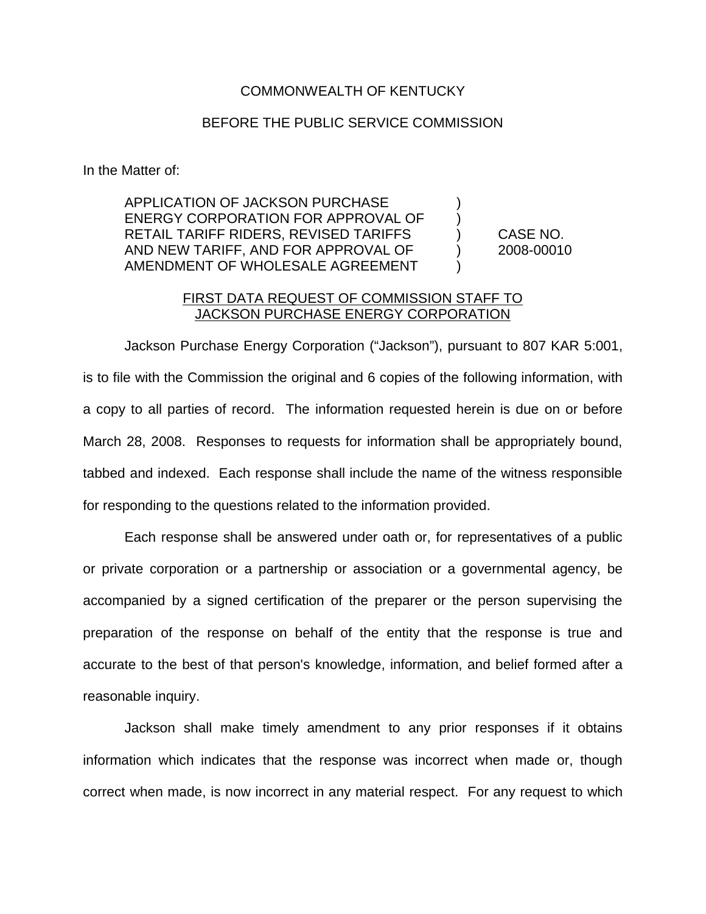COMMONWEALTH OF KENTUCKY

BEFORE THE PUBLIC SERVICE COMMISSION

In the Matter of:

| | | |
|---|---|---|
| APPLICATION OF JACKSON PURCHASE ENERGY CORPORATION FOR APPROVAL OF RETAIL TARIFF RIDERS, REVISED TARIFFS AND NEW TARIFF, AND FOR APPROVAL OF AMENDMENT OF WHOLESALE AGREEMENT | ) ) ) ) ) | CASE NO. 2008-00010 |

FIRST DATA REQUEST OF COMMISSION STAFF TO JACKSON PURCHASE ENERGY CORPORATION

Jackson Purchase Energy Corporation ("Jackson"), pursuant to 807 KAR 5:001, is to file with the Commission the original and 6 copies of the following information, with a copy to all parties of record. The information requested herein is due on or before March 28, 2008. Responses to requests for information shall be appropriately bound, tabbed and indexed. Each response shall include the name of the witness responsible for responding to the questions related to the information provided.

Each response shall be answered under oath or, for representatives of a public or private corporation or a partnership or association or a governmental agency, be accompanied by a signed certification of the preparer or the person supervising the preparation of the response on behalf of the entity that the response is true and accurate to the best of that person's knowledge, information, and belief formed after a reasonable inquiry.

Jackson shall make timely amendment to any prior responses if it obtains information which indicates that the response was incorrect when made or, though correct when made, is now incorrect in any material respect. For any request to which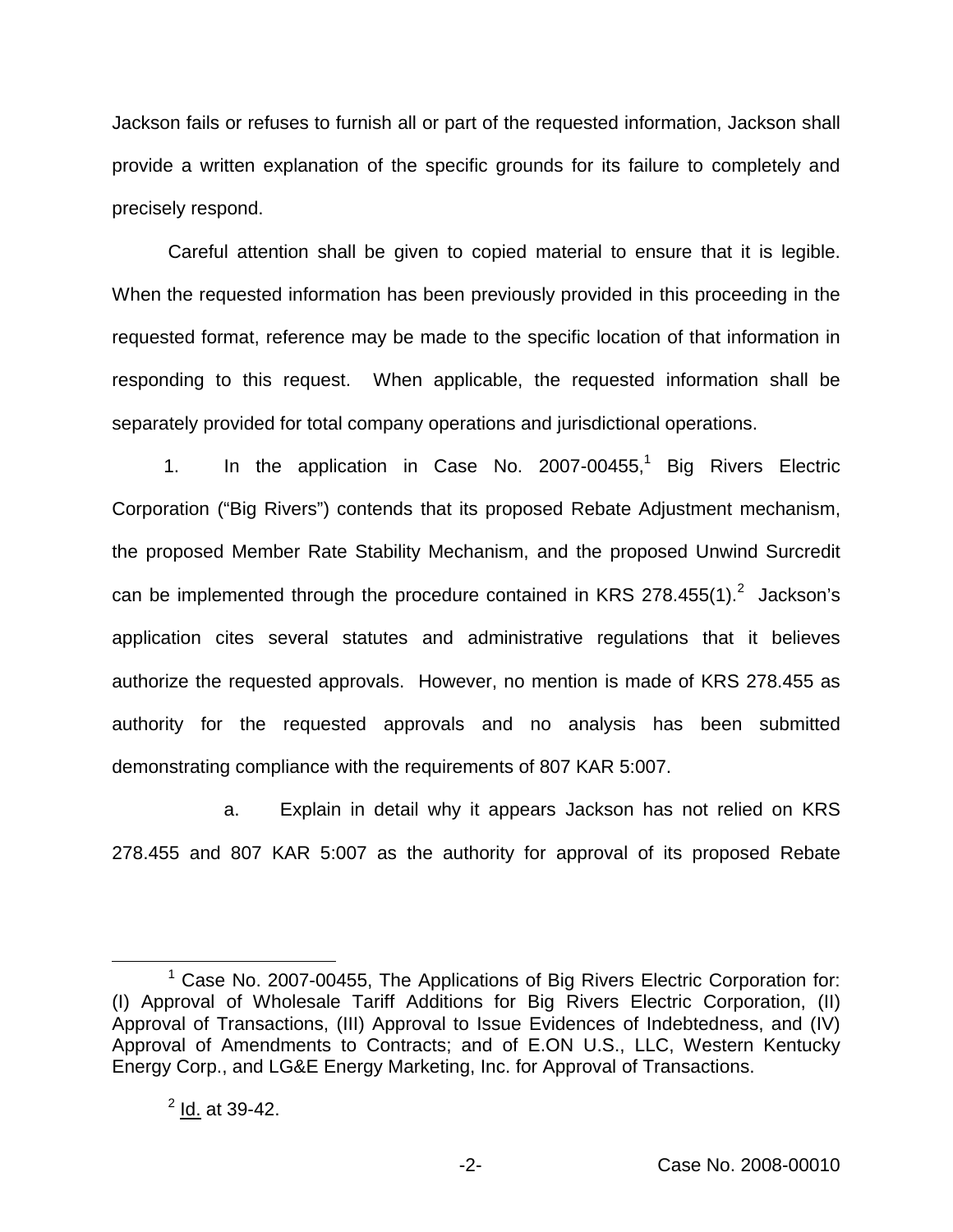Jackson fails or refuses to furnish all or part of the requested information, Jackson shall provide a written explanation of the specific grounds for its failure to completely and precisely respond.

Careful attention shall be given to copied material to ensure that it is legible. When the requested information has been previously provided in this proceeding in the requested format, reference may be made to the specific location of that information in responding to this request. When applicable, the requested information shall be separately provided for total company operations and jurisdictional operations.

1. In the application in Case No. 2007-00455,[1] Big Rivers Electric Corporation ("Big Rivers") contends that its proposed Rebate Adjustment mechanism, the proposed Member Rate Stability Mechanism, and the proposed Unwind Surcredit can be implemented through the procedure contained in KRS 278.455(1).[2] Jackson's application cites several statutes and administrative regulations that it believes authorize the requested approvals. However, no mention is made of KRS 278.455 as authority for the requested approvals and no analysis has been submitted demonstrating compliance with the requirements of 807 KAR 5:007.

a. Explain in detail why it appears Jackson has not relied on KRS 278.455 and 807 KAR 5:007 as the authority for approval of its proposed Rebate

---

[1] Case No. 2007-00455, The Applications of Big Rivers Electric Corporation for: (I) Approval of Wholesale Tariff Additions for Big Rivers Electric Corporation, (II) Approval of Transactions, (III) Approval to Issue Evidences of Indebtedness, and (IV) Approval of Amendments to Contracts; and of E.ON U.S., LLC, Western Kentucky Energy Corp., and LG&E Energy Marketing, Inc. for Approval of Transactions.

[2] Id. at 39-42.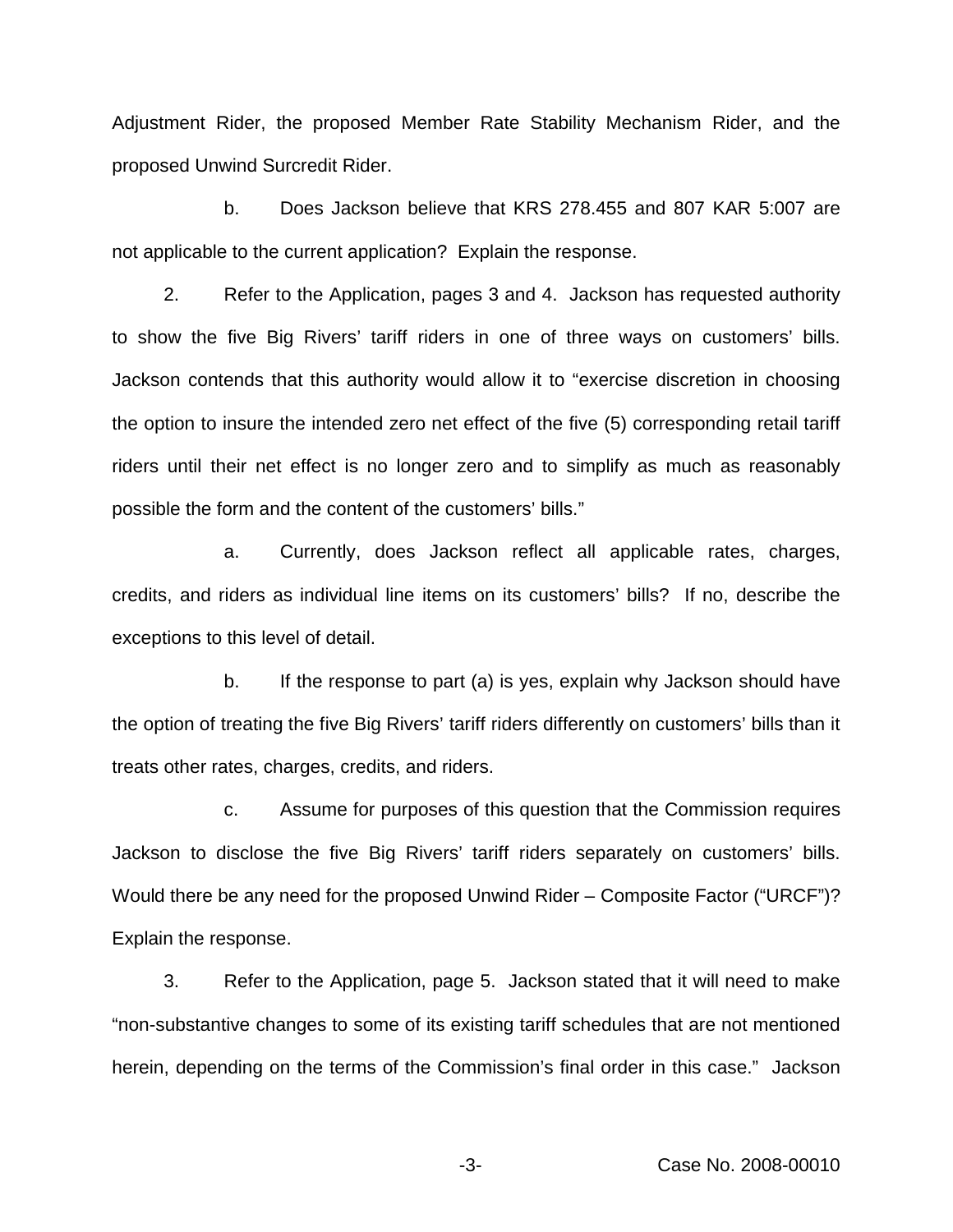Adjustment Rider, the proposed Member Rate Stability Mechanism Rider, and the proposed Unwind Surcredit Rider.

b. Does Jackson believe that KRS 278.455 and 807 KAR 5:007 are not applicable to the current application? Explain the response.

2. Refer to the Application, pages 3 and 4. Jackson has requested authority to show the five Big Rivers' tariff riders in one of three ways on customers' bills. Jackson contends that this authority would allow it to "exercise discretion in choosing the option to insure the intended zero net effect of the five (5) corresponding retail tariff riders until their net effect is no longer zero and to simplify as much as reasonably possible the form and the content of the customers' bills."

a. Currently, does Jackson reflect all applicable rates, charges, credits, and riders as individual line items on its customers' bills? If no, describe the exceptions to this level of detail.

b. If the response to part (a) is yes, explain why Jackson should have the option of treating the five Big Rivers' tariff riders differently on customers' bills than it treats other rates, charges, credits, and riders.

c. Assume for purposes of this question that the Commission requires Jackson to disclose the five Big Rivers' tariff riders separately on customers' bills. Would there be any need for the proposed Unwind Rider – Composite Factor ("URCF")? Explain the response.

3. Refer to the Application, page 5. Jackson stated that it will need to make "non-substantive changes to some of its existing tariff schedules that are not mentioned herein, depending on the terms of the Commission's final order in this case." Jackson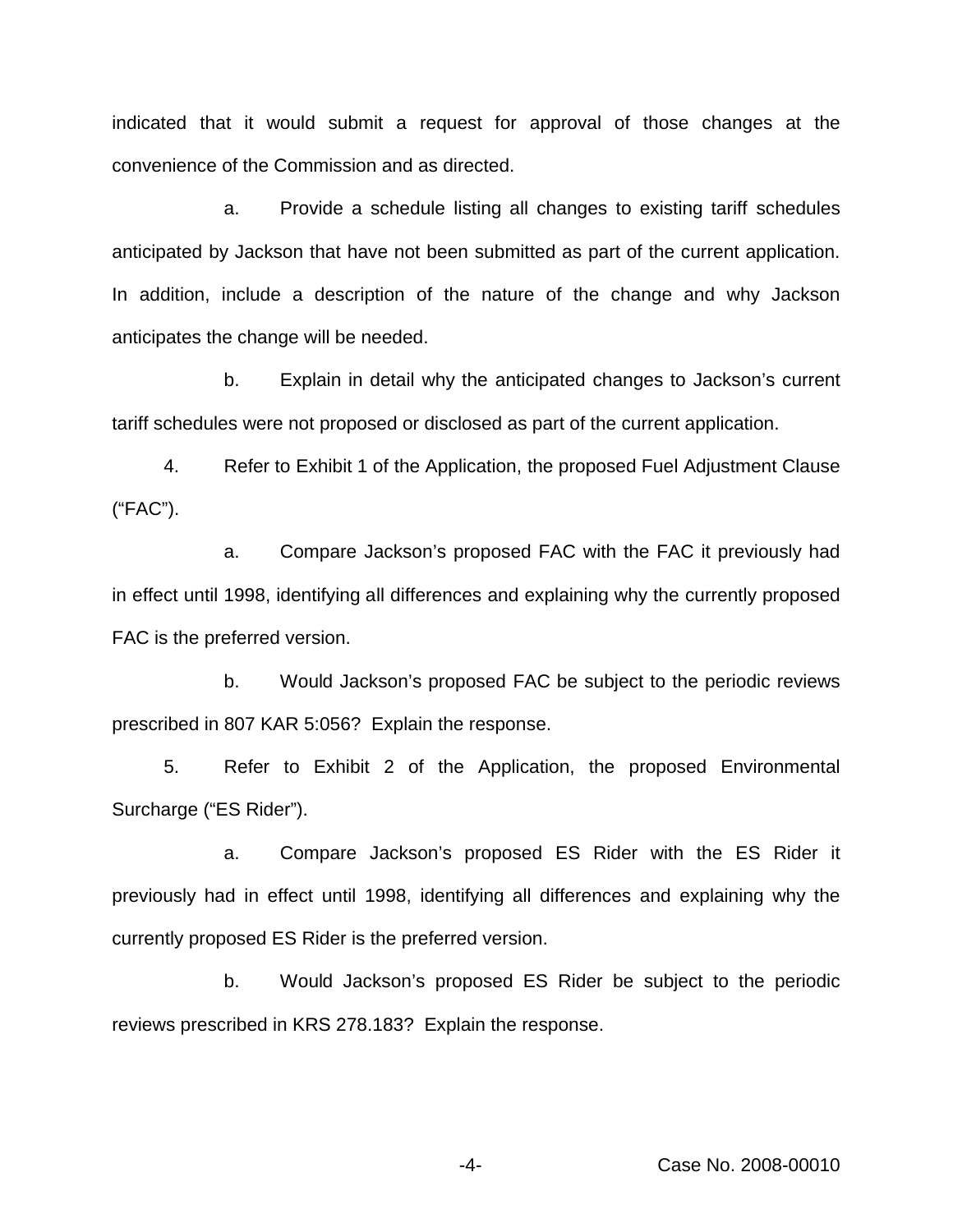indicated that it would submit a request for approval of those changes at the convenience of the Commission and as directed.

a. Provide a schedule listing all changes to existing tariff schedules anticipated by Jackson that have not been submitted as part of the current application. In addition, include a description of the nature of the change and why Jackson anticipates the change will be needed.

b. Explain in detail why the anticipated changes to Jackson's current tariff schedules were not proposed or disclosed as part of the current application.

4. Refer to Exhibit 1 of the Application, the proposed Fuel Adjustment Clause ("FAC").

a. Compare Jackson's proposed FAC with the FAC it previously had in effect until 1998, identifying all differences and explaining why the currently proposed FAC is the preferred version.

b. Would Jackson's proposed FAC be subject to the periodic reviews prescribed in 807 KAR 5:056? Explain the response.

5. Refer to Exhibit 2 of the Application, the proposed Environmental Surcharge ("ES Rider").

a. Compare Jackson's proposed ES Rider with the ES Rider it previously had in effect until 1998, identifying all differences and explaining why the currently proposed ES Rider is the preferred version.

b. Would Jackson's proposed ES Rider be subject to the periodic reviews prescribed in KRS 278.183? Explain the response.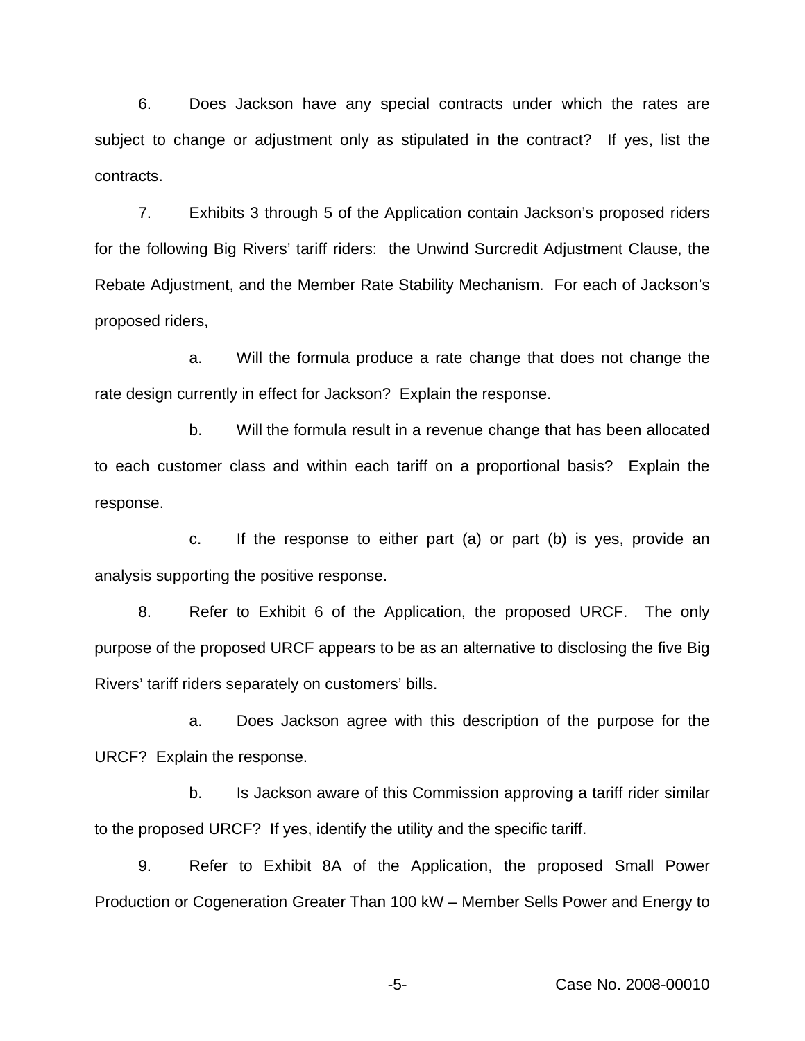6. Does Jackson have any special contracts under which the rates are subject to change or adjustment only as stipulated in the contract? If yes, list the contracts.

7. Exhibits 3 through 5 of the Application contain Jackson's proposed riders for the following Big Rivers' tariff riders: the Unwind Surcredit Adjustment Clause, the Rebate Adjustment, and the Member Rate Stability Mechanism. For each of Jackson's proposed riders,

   a. Will the formula produce a rate change that does not change the rate design currently in effect for Jackson? Explain the response.

   b. Will the formula result in a revenue change that has been allocated to each customer class and within each tariff on a proportional basis? Explain the response.

   c. If the response to either part (a) or part (b) is yes, provide an analysis supporting the positive response.

8. Refer to Exhibit 6 of the Application, the proposed URCF. The only purpose of the proposed URCF appears to be as an alternative to disclosing the five Big Rivers' tariff riders separately on customers' bills.

   a. Does Jackson agree with this description of the purpose for the URCF? Explain the response.

   b. Is Jackson aware of this Commission approving a tariff rider similar to the proposed URCF? If yes, identify the utility and the specific tariff.

9. Refer to Exhibit 8A of the Application, the proposed Small Power Production or Cogeneration Greater Than 100 kW – Member Sells Power and Energy to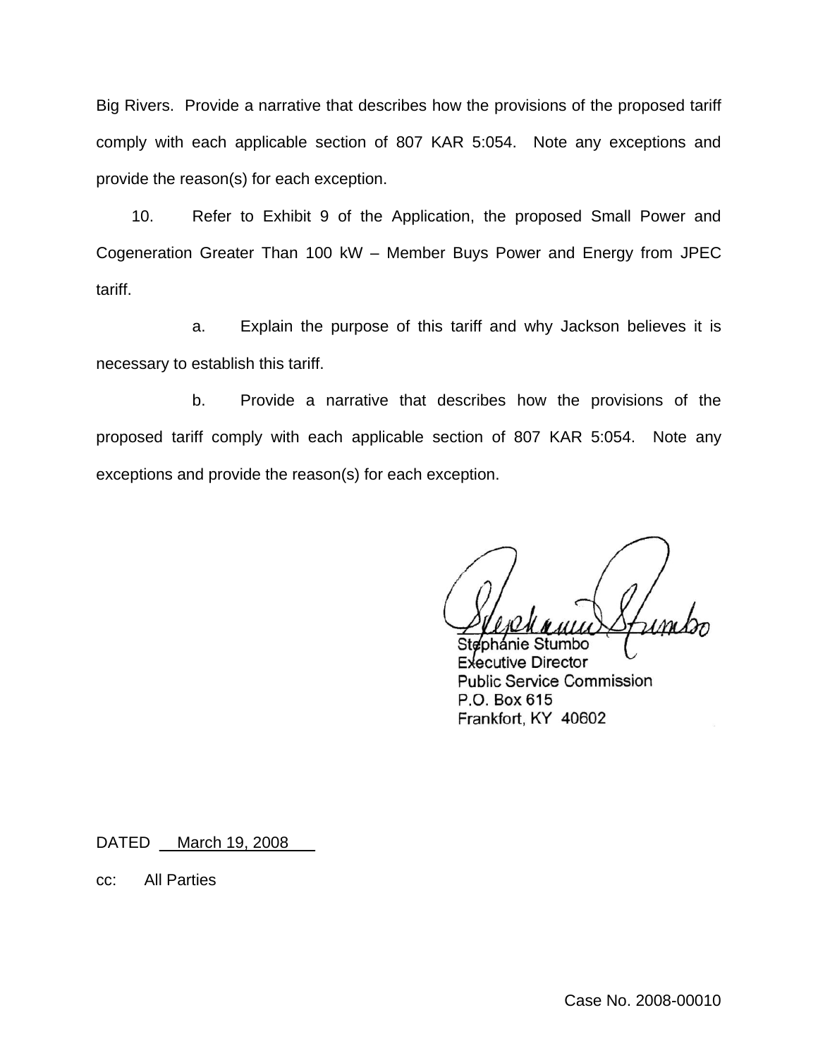Big Rivers. Provide a narrative that describes how the provisions of the proposed tariff comply with each applicable section of 807 KAR 5:054. Note any exceptions and provide the reason(s) for each exception.

10. Refer to Exhibit 9 of the Application, the proposed Small Power and Cogeneration Greater Than 100 kW – Member Buys Power and Energy from JPEC tariff.

a. Explain the purpose of this tariff and why Jackson believes it is necessary to establish this tariff.

b. Provide a narrative that describes how the provisions of the proposed tariff comply with each applicable section of 807 KAR 5:054. Note any exceptions and provide the reason(s) for each exception.

Stephanie Stumbo
Executive Director
Public Service Commission
P.O. Box 615
Frankfort, KY 40602

DATED March 19, 2008

cc: All Parties

Case No. 2008-00010